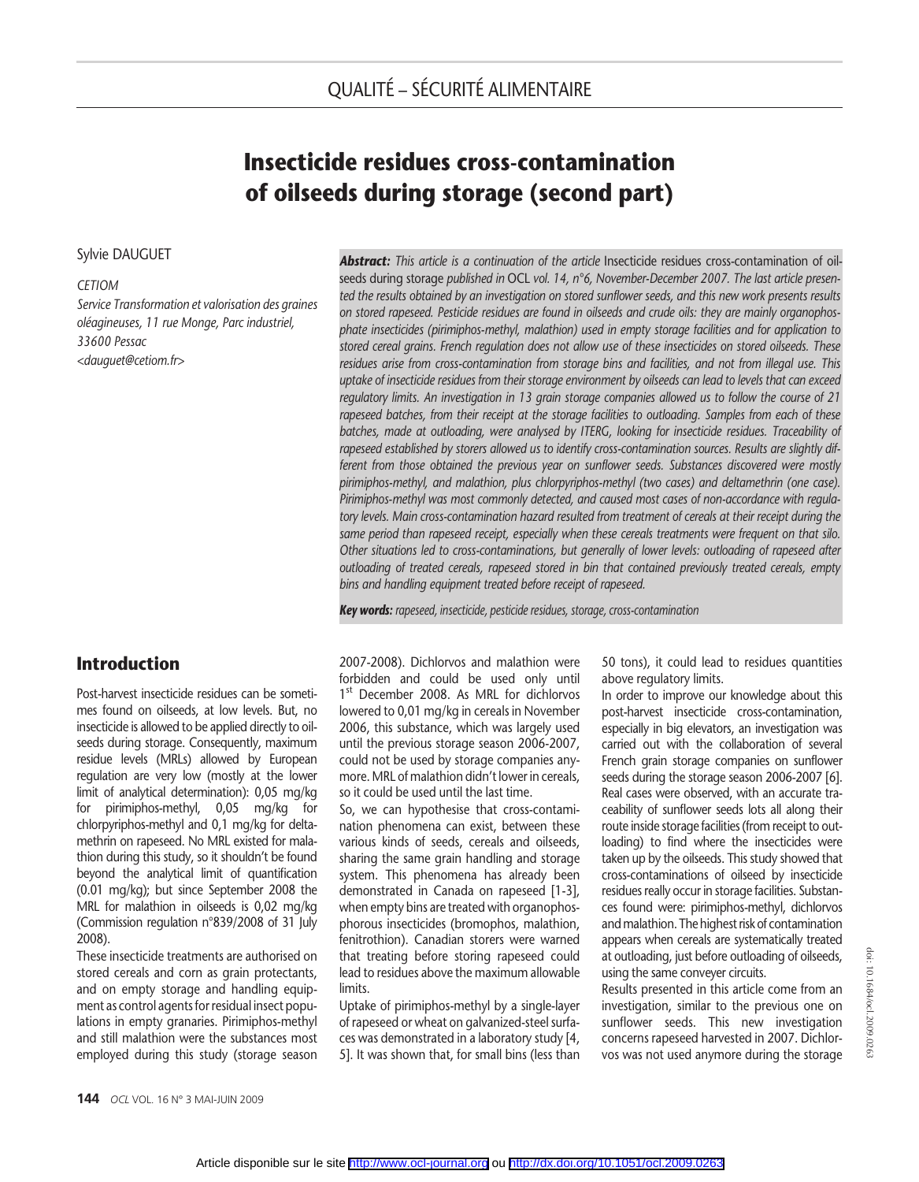QUALITÉ – SÉCURITÉ ALIMENTAIRE

# Insecticide residues cross-contamination of oilseeds during storage (second part)

Sylvie DAUGUET

*CETIOM*

*Service Transformation et valorisation des graines oléagineuses, 11 rue Monge, Parc industriel, 33600 Pessac*

*<dauguet@cetiom.fr>*

***Abstract:*** *This article is a continuation of the article* Insecticide residues cross-contamination of oilseeds during storage *published in* OCL *vol. 14, n°6, November-December 2007. The last article presented the results obtained by an investigation on stored sunflower seeds, and this new work presents results on stored rapeseed. Pesticide residues are found in oilseeds and crude oils: they are mainly organophosphate insecticides (pirimiphos-methyl, malathion) used in empty storage facilities and for application to stored cereal grains. French regulation does not allow use of these insecticides on stored oilseeds. These residues arise from cross-contamination from storage bins and facilities, and not from illegal use. This uptake of insecticide residues from their storage environment by oilseeds can lead to levels that can exceed regulatory limits. An investigation in 13 grain storage companies allowed us to follow the course of 21 rapeseed batches, from their receipt at the storage facilities to outloading. Samples from each of these batches, made at outloading, were analysed by ITERG, looking for insecticide residues. Traceability of rapeseed established by storers allowed us to identify cross-contamination sources. Results are slightly different from those obtained the previous year on sunflower seeds. Substances discovered were mostly pirimiphos-methyl, and malathion, plus chlorpyriphos-methyl (two cases) and deltamethrin (one case). Pirimiphos-methyl was most commonly detected, and caused most cases of non-accordance with regulatory levels. Main cross-contamination hazard resulted from treatment of cereals at their receipt during the same period than rapeseed receipt, especially when these cereals treatments were frequent on that silo. Other situations led to cross-contaminations, but generally of lower levels: outloading of rapeseed after outloading of treated cereals, rapeseed stored in bin that contained previously treated cereals, empty bins and handling equipment treated before receipt of rapeseed.*

***Key words:*** *rapeseed, insecticide, pesticide residues, storage, cross-contamination*

## Introduction

Post-harvest insecticide residues can be sometimes found on oilseeds, at low levels. But, no insecticide is allowed to be applied directly to oilseeds during storage. Consequently, maximum residue levels (MRLs) allowed by European regulation are very low (mostly at the lower limit of analytical determination): 0,05 mg/kg for pirimiphos-methyl, 0,05 mg/kg for chlorpyriphos-methyl and 0,1 mg/kg for deltamethrin on rapeseed. No MRL existed for malathion during this study, so it shouldn't be found beyond the analytical limit of quantification (0.01 mg/kg); but since September 2008 the MRL for malathion in oilseeds is 0,02 mg/kg (Commission regulation n°839/2008 of 31 July 2008).

These insecticide treatments are authorised on stored cereals and corn as grain protectants, and on empty storage and handling equipment as control agents for residual insect populations in empty granaries. Pirimiphos-methyl and still malathion were the substances most employed during this study (storage season 2007-2008). Dichlorvos and malathion were forbidden and could be used only until 1st December 2008. As MRL for dichlorvos lowered to 0,01 mg/kg in cereals in November 2006, this substance, which was largely used until the previous storage season 2006-2007, could not be used by storage companies anymore. MRL of malathion didn't lower in cereals, so it could be used until the last time.

So, we can hypothesise that cross-contamination phenomena can exist, between these various kinds of seeds, cereals and oilseeds, sharing the same grain handling and storage system. This phenomena has already been demonstrated in Canada on rapeseed [1-3], when empty bins are treated with organophosphorous insecticides (bromophos, malathion, fenitrothion). Canadian storers were warned that treating before storing rapeseed could lead to residues above the maximum allowable limits.

Uptake of pirimiphos-methyl by a single-layer of rapeseed or wheat on galvanized-steel surfaces was demonstrated in a laboratory study [4, 5]. It was shown that, for small bins (less than 50 tons), it could lead to residues quantities above regulatory limits.

In order to improve our knowledge about this post-harvest insecticide cross-contamination, especially in big elevators, an investigation was carried out with the collaboration of several French grain storage companies on sunflower seeds during the storage season 2006-2007 [6]. Real cases were observed, with an accurate traceability of sunflower seeds lots all along their route inside storage facilities (from receipt to outloading) to find where the insecticides were taken up by the oilseeds. This study showed that cross-contaminations of oilseed by insecticide residues really occur in storage facilities. Substances found were: pirimiphos-methyl, dichlorvos and malathion. The highest risk of contamination appears when cereals are systematically treated at outloading, just before outloading of oilseeds, using the same conveyer circuits.

Results presented in this article come from an investigation, similar to the previous one on sunflower seeds. This new investigation concerns rapeseed harvested in 2007. Dichlorvos was not used anymore during the storage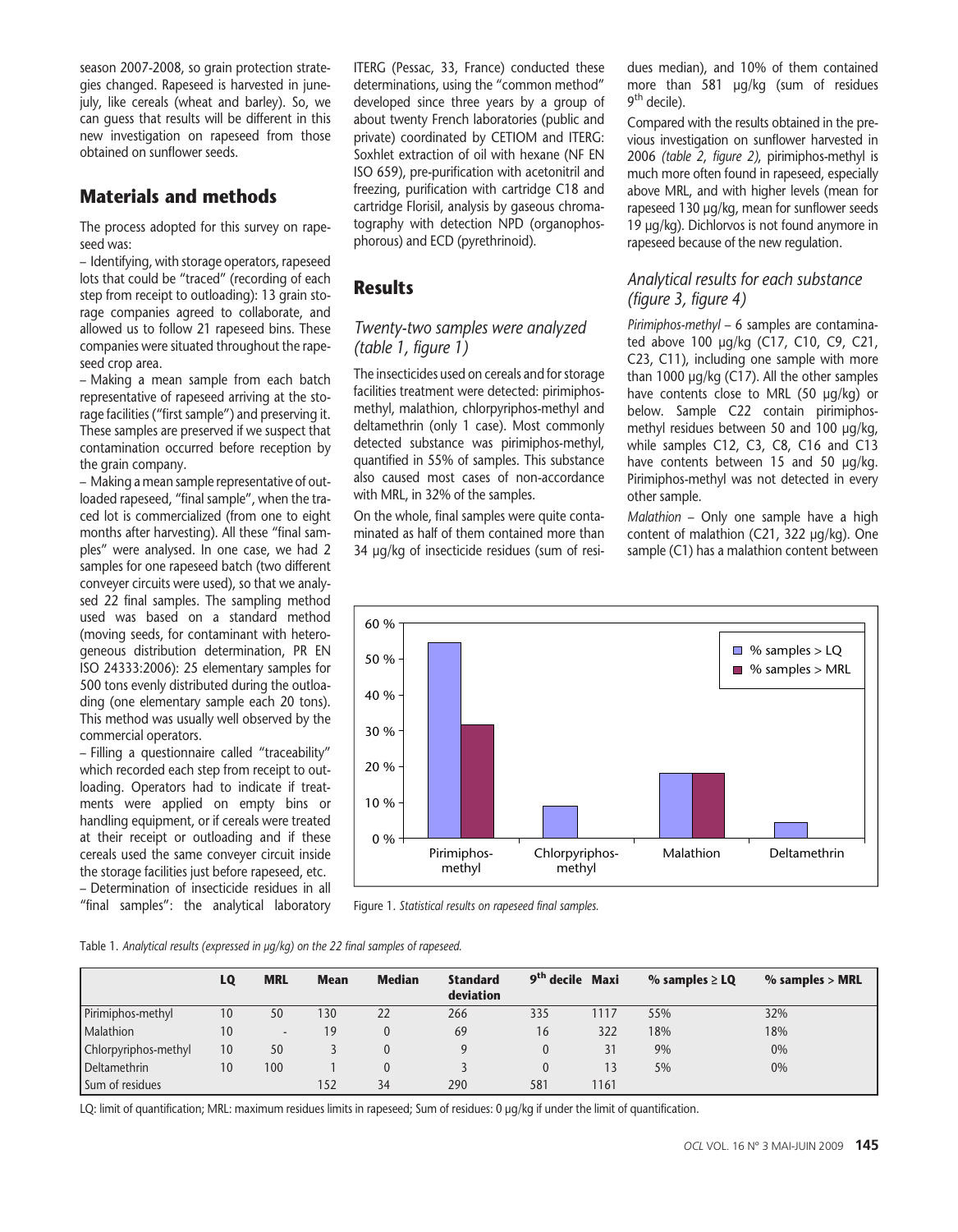season 2007-2008, so grain protection strategies changed. Rapeseed is harvested in june-july, like cereals (wheat and barley). So, we can guess that results will be different in this new investigation on rapeseed from those obtained on sunflower seeds.

## Materials and methods

The process adopted for this survey on rapeseed was:

– Identifying, with storage operators, rapeseed lots that could be "traced" (recording of each step from receipt to outloading): 13 grain storage companies agreed to collaborate, and allowed us to follow 21 rapeseed bins. These companies were situated throughout the rapeseed crop area.

– Making a mean sample from each batch representative of rapeseed arriving at the storage facilities ("first sample") and preserving it. These samples are preserved if we suspect that contamination occurred before reception by the grain company.

– Making a mean sample representative of outloaded rapeseed, "final sample", when the traced lot is commercialized (from one to eight months after harvesting). All these "final samples" were analysed. In one case, we had 2 samples for one rapeseed batch (two different conveyer circuits were used), so that we analysed 22 final samples. The sampling method used was based on a standard method (moving seeds, for contaminant with heterogeneous distribution determination, PR EN ISO 24333:2006): 25 elementary samples for 500 tons evenly distributed during the outloading (one elementary sample each 20 tons). This method was usually well observed by the commercial operators.

– Filling a questionnaire called "traceability" which recorded each step from receipt to outloading. Operators had to indicate if treatments were applied on empty bins or handling equipment, or if cereals were treated at their receipt or outloading and if these cereals used the same conveyer circuit inside the storage facilities just before rapeseed, etc.

– Determination of insecticide residues in all "final samples": the analytical laboratory ITERG (Pessac, 33, France) conducted these determinations, using the "common method" developed since three years by a group of about twenty French laboratories (public and private) coordinated by CETIOM and ITERG: Soxhlet extraction of oil with hexane (NF EN ISO 659), pre-purification with acetonitril and freezing, purification with cartridge C18 and cartridge Florisil, analysis by gaseous chromatography with detection NPD (organophosphorous) and ECD (pyrethrinoid).

## Results

### *Twenty-two samples were analyzed (table 1, figure 1)*

The insecticides used on cereals and for storage facilities treatment were detected: pirimiphos-methyl, malathion, chlorpyriphos-methyl and deltamethrin (only 1 case). Most commonly detected substance was pirimiphos-methyl, quantified in 55% of samples. This substance also caused most cases of non-accordance with MRL, in 32% of the samples.

On the whole, final samples were quite contaminated as half of them contained more than 34 µg/kg of insecticide residues (sum of residues median), and 10% of them contained more than 581 µg/kg (sum of residues 9th decile).

Compared with the results obtained in the previous investigation on sunflower harvested in 2006 *(table 2, figure 2)*, pirimiphos-methyl is much more often found in rapeseed, especially above MRL, and with higher levels (mean for rapeseed 130 µg/kg, mean for sunflower seeds 19 µg/kg). Dichlorvos is not found anymore in rapeseed because of the new regulation.

### *Analytical results for each substance (figure 3, figure 4)*

*Pirimiphos-methyl* – 6 samples are contaminated above 100 µg/kg (C17, C10, C9, C21, C23, C11), including one sample with more than 1000 µg/kg (C17). All the other samples have contents close to MRL (50 µg/kg) or below. Sample C22 contain pirimiphos-methyl residues between 50 and 100 µg/kg, while samples C12, C3, C8, C16 and C13 have contents between 15 and 50 µg/kg. Pirimiphos-methyl was not detected in every other sample.

*Malathion* – Only one sample have a high content of malathion (C21, 322 µg/kg). One sample (C1) has a malathion content between

| | % samples > LQ | % samples > MRL |
|---|---|---|
| Pirimiphos-methyl | ~55 % | ~32 % |
| Chlorpyriphos-methyl | ~9 % | |
| Malathion | ~18 % | ~18 % |
| Deltamethrin | ~5 % | |

Figure 1. *Statistical results on rapeseed final samples.*

Table 1. *Analytical results (expressed in µg/kg) on the 22 final samples of rapeseed.*

| | LQ | MRL | Mean | Median | Standard deviation | 9th decile | Maxi | % samples ≥ LQ | % samples > MRL |
|---|---|---|---|---|---|---|---|---|---|
| Pirimiphos-methyl | 10 | 50 | 130 | 22 | 266 | 335 | 1117 | 55% | 32% |
| Malathion | 10 | - | 19 | 0 | 69 | 16 | 322 | 18% | 18% |
| Chlorpyriphos-methyl | 10 | 50 | 3 | 0 | 9 | 0 | 31 | 9% | 0% |
| Deltamethrin | 10 | 100 | 1 | 0 | 3 | 0 | 13 | 5% | 0% |
| Sum of residues | | | 152 | 34 | 290 | 581 | 1161 | | |

LQ: limit of quantification; MRL: maximum residues limits in rapeseed; Sum of residues: 0 µg/kg if under the limit of quantification.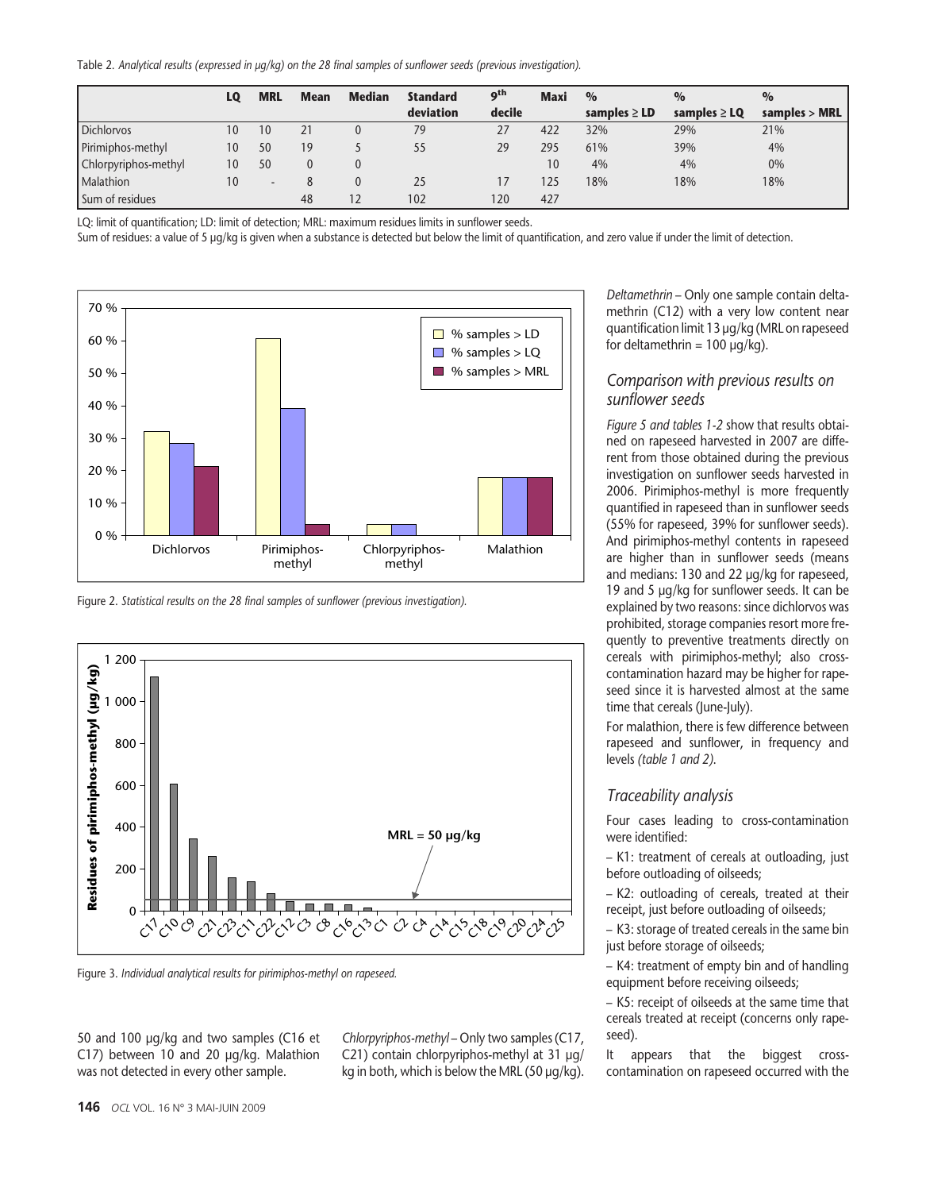Table 2. *Analytical results (expressed in µg/kg) on the 28 final samples of sunflower seeds (previous investigation).*

| | LQ | MRL | Mean | Median | Standard deviation | 9th decile | Maxi | % samples ≥ LD | % samples ≥ LQ | % samples > MRL |
|---|---|---|---|---|---|---|---|---|---|---|
| Dichlorvos | 10 | 10 | 21 | 0 | 79 | 27 | 422 | 32% | 29% | 21% |
| Pirimiphos-methyl | 10 | 50 | 19 | 5 | 55 | 29 | 295 | 61% | 39% | 4% |
| Chlorpyriphos-methyl | 10 | 50 | 0 | 0 | | | 10 | 4% | 4% | 0% |
| Malathion | 10 | - | 8 | 0 | 25 | 17 | 125 | 18% | 18% | 18% |
| Sum of residues | | | 48 | 12 | 102 | 120 | 427 | | | |

LQ: limit of quantification; LD: limit of detection; MRL: maximum residues limits in sunflower seeds.
Sum of residues: a value of 5 µg/kg is given when a substance is detected but below the limit of quantification, and zero value if under the limit of detection.

Figure 2. *Statistical results on the 28 final samples of sunflower (previous investigation).*

Figure 3. *Individual analytical results for pirimiphos-methyl on rapeseed.*

50 and 100 µg/kg and two samples (C16 et C17) between 10 and 20 µg/kg. Malathion was not detected in every other sample.

*Chlorpyriphos-methyl* – Only two samples (C17, C21) contain chlorpyriphos-methyl at 31 µg/kg in both, which is below the MRL (50 µg/kg).

*Deltamethrin* – Only one sample contain deltamethrin (C12) with a very low content near quantification limit 13 µg/kg (MRL on rapeseed for deltamethrin = 100 µg/kg).

## *Comparison with previous results on sunflower seeds*

*Figure 5 and tables 1-2* show that results obtained on rapeseed harvested in 2007 are different from those obtained during the previous investigation on sunflower seeds harvested in 2006. Pirimiphos-methyl is more frequently quantified in rapeseed than in sunflower seeds (55% for rapeseed, 39% for sunflower seeds). And pirimiphos-methyl contents in rapeseed are higher than in sunflower seeds (means and medians: 130 and 22 µg/kg for rapeseed, 19 and 5 µg/kg for sunflower seeds. It can be explained by two reasons: since dichlorvos was prohibited, storage companies resort more frequently to preventive treatments directly on cereals with pirimiphos-methyl; also cross-contamination hazard may be higher for rapeseed since it is harvested almost at the same time that cereals (June-July).

For malathion, there is few difference between rapeseed and sunflower, in frequency and levels *(table 1 and 2)*.

## *Traceability analysis*

Four cases leading to cross-contamination were identified:

– K1: treatment of cereals at outloading, just before outloading of oilseeds;

– K2: outloading of cereals, treated at their receipt, just before outloading of oilseeds;

– K3: storage of treated cereals in the same bin just before storage of oilseeds;

– K4: treatment of empty bin and of handling equipment before receiving oilseeds;

– K5: receipt of oilseeds at the same time that cereals treated at receipt (concerns only rapeseed).

It appears that the biggest cross-contamination on rapeseed occurred with the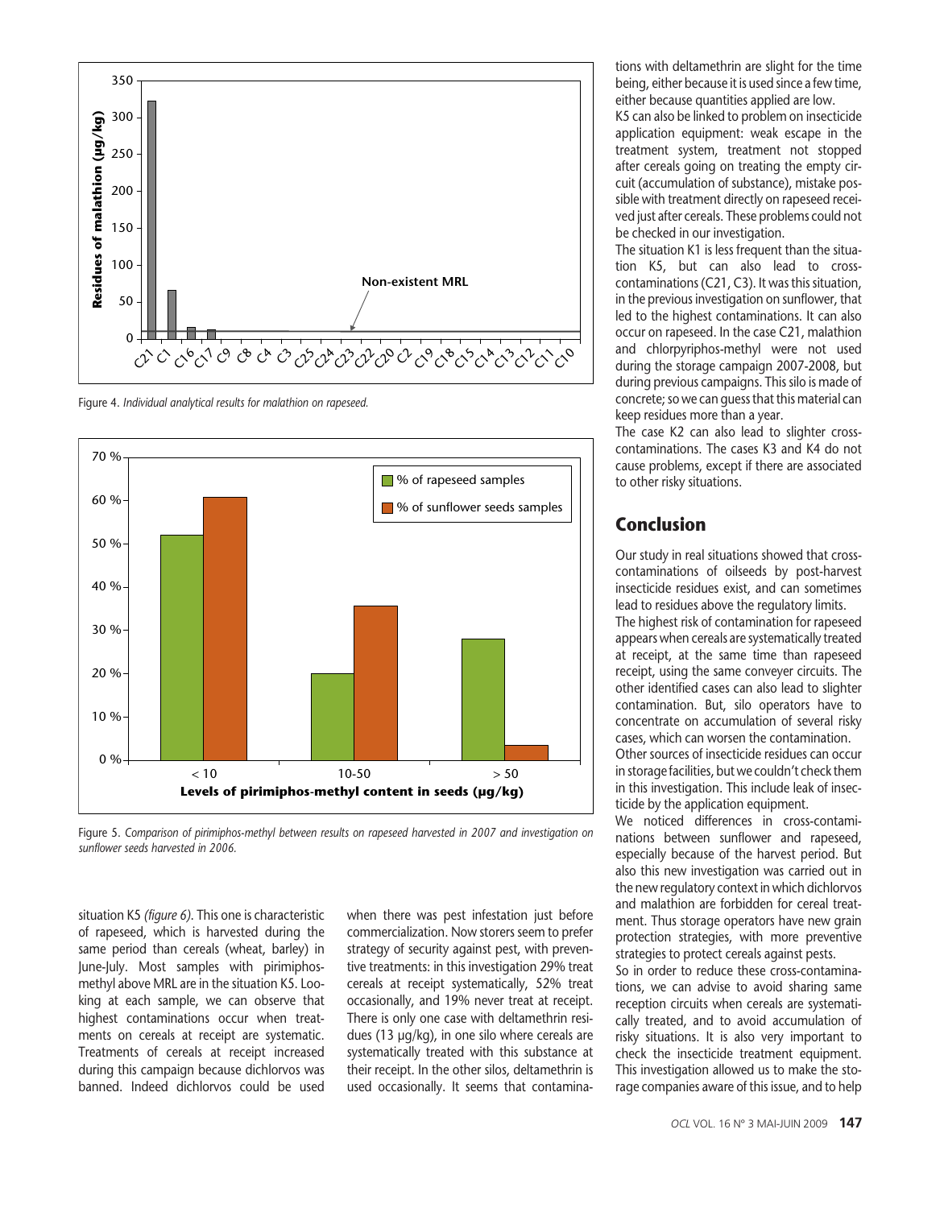Figure 4. *Individual analytical results for malathion on rapeseed.*

Figure 5. *Comparison of pirimiphos-methyl between results on rapeseed harvested in 2007 and investigation on sunflower seeds harvested in 2006.*

situation K5 *(figure 6)*. This one is characteristic of rapeseed, which is harvested during the same period than cereals (wheat, barley) in June-July. Most samples with pirimiphos-methyl above MRL are in the situation K5. Looking at each sample, we can observe that highest contaminations occur when treatments on cereals at receipt are systematic. Treatments of cereals at receipt increased during this campaign because dichlorvos was banned. Indeed dichlorvos could be used when there was pest infestation just before commercialization. Now storers seem to prefer strategy of security against pest, with preventive treatments: in this investigation 29% treat cereals at receipt systematically, 52% treat occasionally, and 19% never treat at receipt. There is only one case with deltamethrin residues (13 µg/kg), in one silo where cereals are systematically treated with this substance at their receipt. In the other silos, deltamethrin is used occasionally. It seems that contaminations with deltamethrin are slight for the time being, either because it is used since a few time, either because quantities applied are low.

K5 can also be linked to problem on insecticide application equipment: weak escape in the treatment system, treatment not stopped after cereals going on treating the empty circuit (accumulation of substance), mistake possible with treatment directly on rapeseed received just after cereals. These problems could not be checked in our investigation.

The situation K1 is less frequent than the situation K5, but can also lead to cross-contaminations (C21, C3). It was this situation, in the previous investigation on sunflower, that led to the highest contaminations. It can also occur on rapeseed. In the case C21, malathion and chlorpyriphos-methyl were not used during the storage campaign 2007-2008, but during previous campaigns. This silo is made of concrete; so we can guess that this material can keep residues more than a year.

The case K2 can also lead to slighter cross-contaminations. The cases K3 and K4 do not cause problems, except if there are associated to other risky situations.

## Conclusion

Our study in real situations showed that cross-contaminations of oilseeds by post-harvest insecticide residues exist, and can sometimes lead to residues above the regulatory limits.

The highest risk of contamination for rapeseed appears when cereals are systematically treated at receipt, at the same time than rapeseed receipt, using the same conveyer circuits. The other identified cases can also lead to slighter contamination. But, silo operators have to concentrate on accumulation of several risky cases, which can worsen the contamination.

Other sources of insecticide residues can occur in storage facilities, but we couldn't check them in this investigation. This include leak of insecticide by the application equipment.

We noticed differences in cross-contaminations between sunflower and rapeseed, especially because of the harvest period. But also this new investigation was carried out in the new regulatory context in which dichlorvos and malathion are forbidden for cereal treatment. Thus storage operators have new grain protection strategies, with more preventive strategies to protect cereals against pests.

So in order to reduce these cross-contaminations, we can advise to avoid sharing same reception circuits when cereals are systematically treated, and to avoid accumulation of risky situations. It is also very important to check the insecticide treatment equipment. This investigation allowed us to make the storage companies aware of this issue, and to help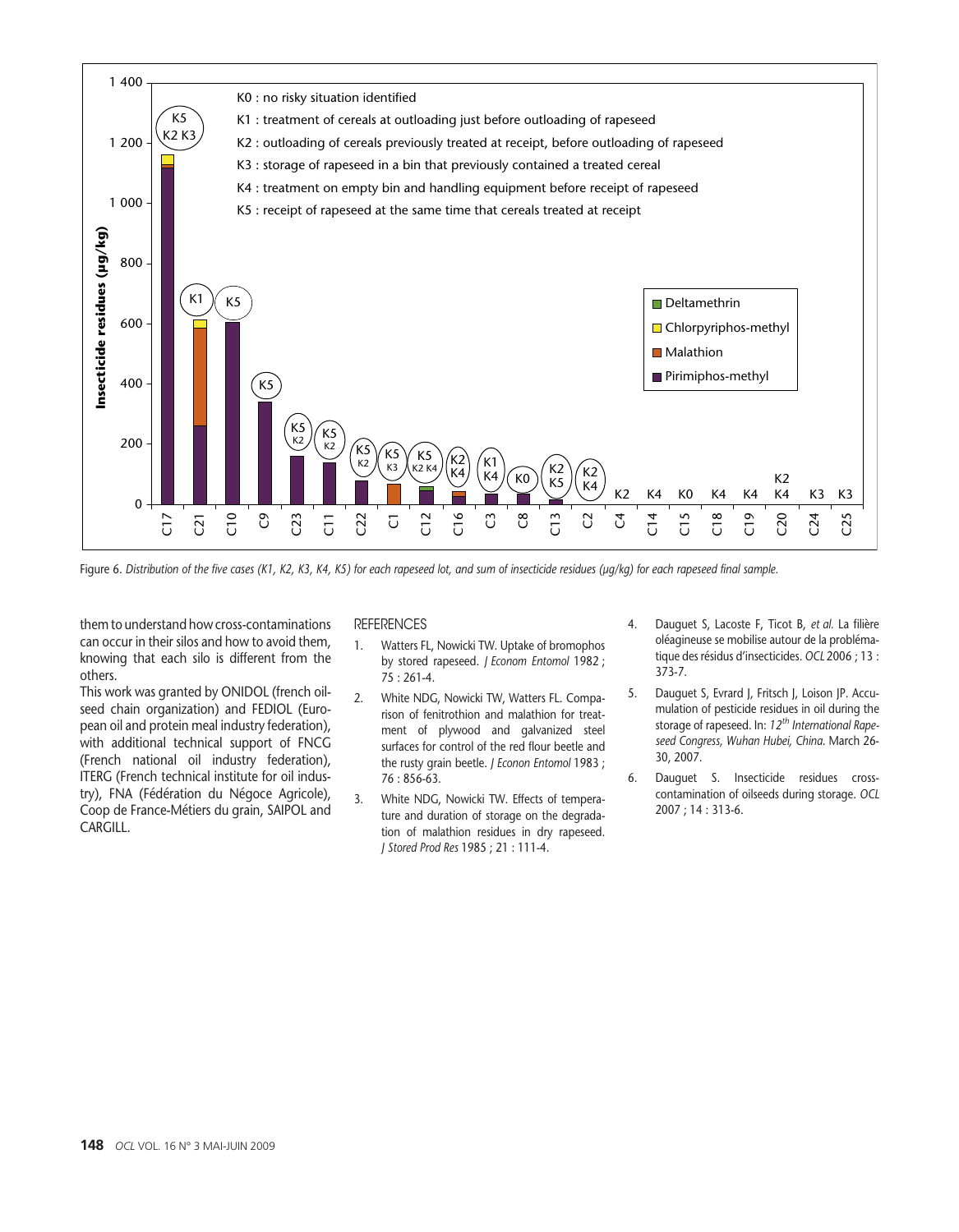1 400

1 200

1 000

800

600

400

200

0

Insecticide residues (µg/kg)

K0 : no risky situation identified

K1 : treatment of cereals at outloading just before outloading of rapeseed

K2 : outloading of cereals previously treated at receipt, before outloading of rapeseed

K3 : storage of rapeseed in a bin that previously contained a treated cereal

K4 : treatment on empty bin and handling equipment before receipt of rapeseed

K5 : receipt of rapeseed at the same time that cereals treated at receipt

Deltamethrin

Chlorpyriphos-methyl

Malathion

Pirimiphos-methyl

K5 K2 K3

K1

K5

K5

K5 K2

K5 K2

K5 K2

K5 K3

K5 K2 K4

K2 K4

K1 K4

K0

K2 K5

K2 K4

K2

K4

K0

K4

K4

K2 K4

K3

K3

C17 C21 C10 C9 C23 C11 C22 C1 C12 C16 C3 C8 C13 C2 C4 C14 C15 C18 C19 C20 C24 C25

Figure 6. *Distribution of the five cases (K1, K2, K3, K4, K5) for each rapeseed lot, and sum of insecticide residues (µg/kg) for each rapeseed final sample.*

them to understand how cross-contaminations can occur in their silos and how to avoid them, knowing that each silo is different from the others.

This work was granted by ONIDOL (french oilseed chain organization) and FEDIOL (European oil and protein meal industry federation), with additional technical support of FNCG (French national oil industry federation), ITERG (French technical institute for oil industry), FNA (Fédération du Négoce Agricole), Coop de France-Métiers du grain, SAIPOL and CARGILL.

## REFERENCES

1. Watters FL, Nowicki TW. Uptake of bromophos by stored rapeseed. *J Econom Entomol* 1982 ; 75 : 261-4.
2. White NDG, Nowicki TW, Watters FL. Comparison of fenitrothion and malathion for treatment of plywood and galvanized steel surfaces for control of the red flour beetle and the rusty grain beetle. *J Econon Entomol* 1983 ; 76 : 856-63.
3. White NDG, Nowicki TW. Effects of temperature and duration of storage on the degradation of malathion residues in dry rapeseed. *J Stored Prod Res* 1985 ; 21 : 111-4.
4. Dauguet S, Lacoste F, Ticot B, *et al.* La filière oléagineuse se mobilise autour de la problématique des résidus d'insecticides. *OCL* 2006 ; 13 : 373-7.
5. Dauguet S, Evrard J, Fritsch J, Loison JP. Accumulation of pesticide residues in oil during the storage of rapeseed. In: *12th International Rapeseed Congress, Wuhan Hubei, China.* March 26-30, 2007.
6. Dauguet S. Insecticide residues cross-contamination of oilseeds during storage. *OCL* 2007 ; 14 : 313-6.